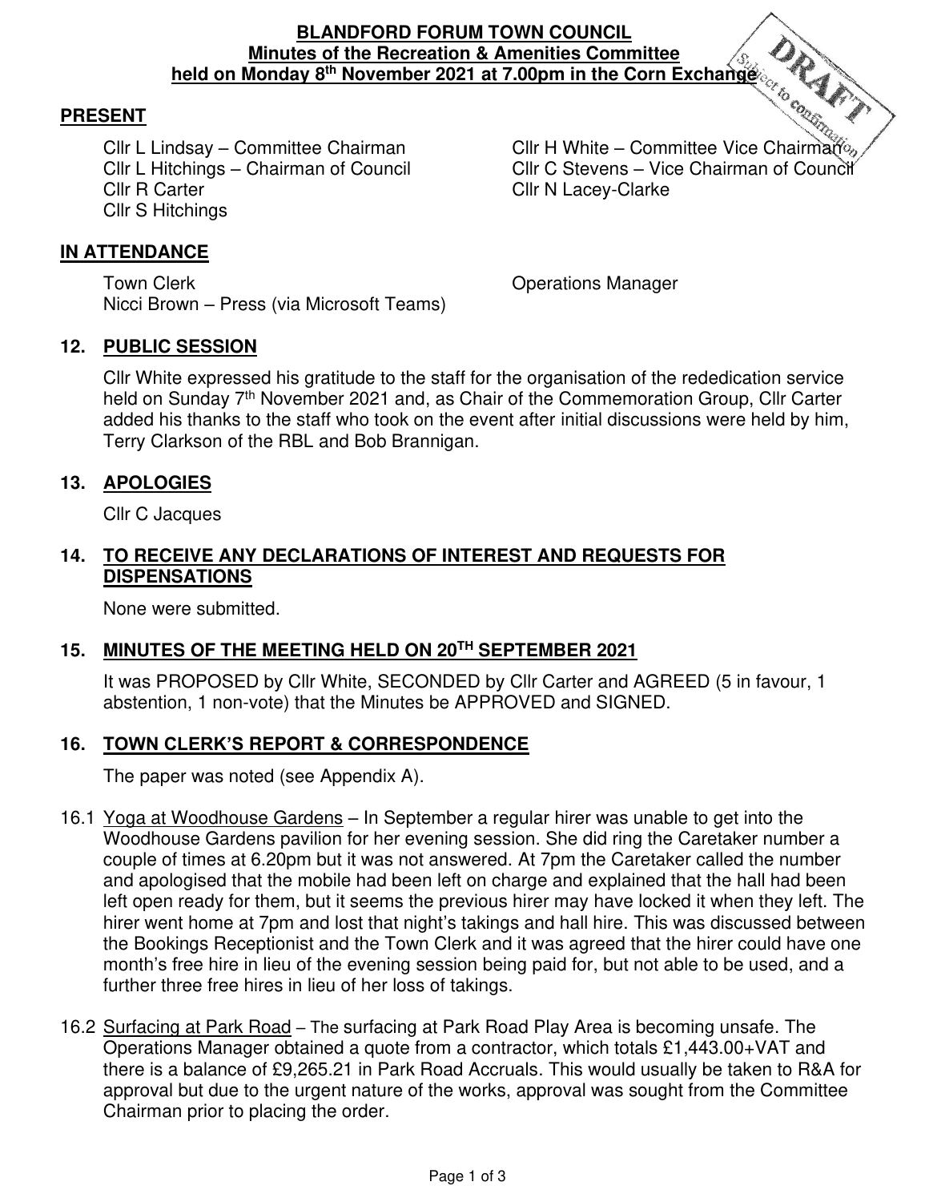**BLANDFORD FORUM TOWN COUNCIL**
**Minutes of the Recreation & Amenities Committee**
**held on Monday 8th November 2021 at 7.00pm in the Corn Exchange**

DRAFT Subject to confirmation

## PRESENT

Cllr L Lindsay – Committee Chairman
Cllr H White – Committee Vice Chairman
Cllr L Hitchings – Chairman of Council
Cllr C Stevens – Vice Chairman of Council
Cllr R Carter
Cllr N Lacey-Clarke
Cllr S Hitchings

## IN ATTENDANCE

Town Clerk
Operations Manager
Nicci Brown – Press (via Microsoft Teams)

## 12. PUBLIC SESSION

Cllr White expressed his gratitude to the staff for the organisation of the rededication service held on Sunday 7th November 2021 and, as Chair of the Commemoration Group, Cllr Carter added his thanks to the staff who took on the event after initial discussions were held by him, Terry Clarkson of the RBL and Bob Brannigan.

## 13. APOLOGIES

Cllr C Jacques

## 14. TO RECEIVE ANY DECLARATIONS OF INTEREST AND REQUESTS FOR DISPENSATIONS

None were submitted.

## 15. MINUTES OF THE MEETING HELD ON 20TH SEPTEMBER 2021

It was PROPOSED by Cllr White, SECONDED by Cllr Carter and AGREED (5 in favour, 1 abstention, 1 non-vote) that the Minutes be APPROVED and SIGNED.

## 16. TOWN CLERK'S REPORT & CORRESPONDENCE

The paper was noted (see Appendix A).

16.1 Yoga at Woodhouse Gardens – In September a regular hirer was unable to get into the Woodhouse Gardens pavilion for her evening session. She did ring the Caretaker number a couple of times at 6.20pm but it was not answered. At 7pm the Caretaker called the number and apologised that the mobile had been left on charge and explained that the hall had been left open ready for them, but it seems the previous hirer may have locked it when they left. The hirer went home at 7pm and lost that night's takings and hall hire. This was discussed between the Bookings Receptionist and the Town Clerk and it was agreed that the hirer could have one month's free hire in lieu of the evening session being paid for, but not able to be used, and a further three free hires in lieu of her loss of takings.

16.2 Surfacing at Park Road – The surfacing at Park Road Play Area is becoming unsafe. The Operations Manager obtained a quote from a contractor, which totals £1,443.00+VAT and there is a balance of £9,265.21 in Park Road Accruals. This would usually be taken to R&A for approval but due to the urgent nature of the works, approval was sought from the Committee Chairman prior to placing the order.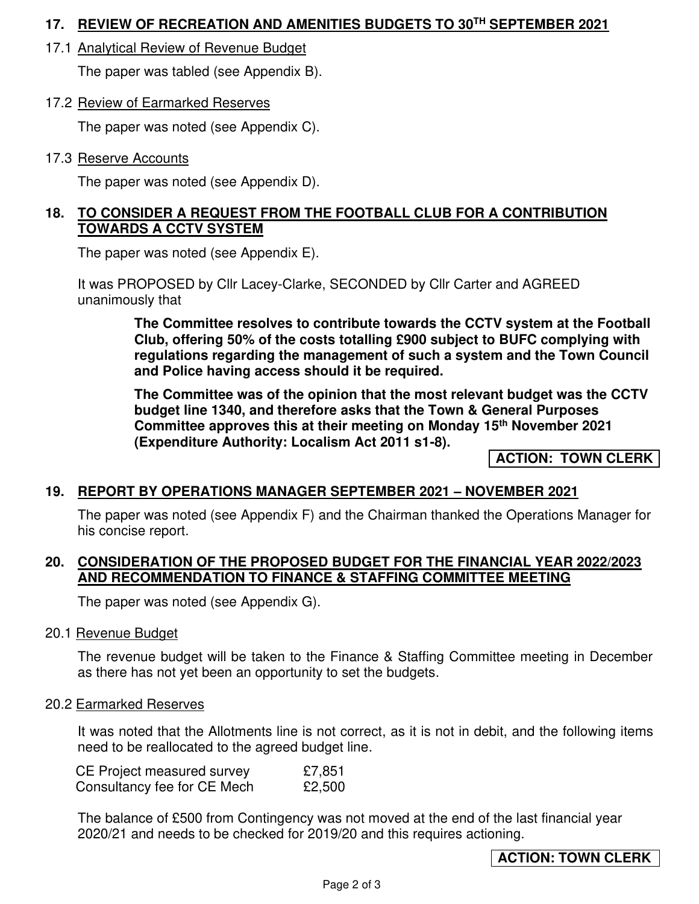## 17. REVIEW OF RECREATION AND AMENITIES BUDGETS TO 30TH SEPTEMBER 2021

### 17.1 Analytical Review of Revenue Budget

The paper was tabled (see Appendix B).

### 17.2 Review of Earmarked Reserves

The paper was noted (see Appendix C).

### 17.3 Reserve Accounts

The paper was noted (see Appendix D).

## 18. TO CONSIDER A REQUEST FROM THE FOOTBALL CLUB FOR A CONTRIBUTION TOWARDS A CCTV SYSTEM

The paper was noted (see Appendix E).

It was PROPOSED by Cllr Lacey-Clarke, SECONDED by Cllr Carter and AGREED unanimously that

> **The Committee resolves to contribute towards the CCTV system at the Football Club, offering 50% of the costs totalling £900 subject to BUFC complying with regulations regarding the management of such a system and the Town Council and Police having access should it be required.**
>
> **The Committee was of the opinion that the most relevant budget was the CCTV budget line 1340, and therefore asks that the Town & General Purposes Committee approves this at their meeting on Monday 15th November 2021 (Expenditure Authority: Localism Act 2011 s1-8).**

**ACTION: TOWN CLERK**

## 19. REPORT BY OPERATIONS MANAGER SEPTEMBER 2021 – NOVEMBER 2021

The paper was noted (see Appendix F) and the Chairman thanked the Operations Manager for his concise report.

## 20. CONSIDERATION OF THE PROPOSED BUDGET FOR THE FINANCIAL YEAR 2022/2023 AND RECOMMENDATION TO FINANCE & STAFFING COMMITTEE MEETING

The paper was noted (see Appendix G).

### 20.1 Revenue Budget

The revenue budget will be taken to the Finance & Staffing Committee meeting in December as there has not yet been an opportunity to set the budgets.

### 20.2 Earmarked Reserves

It was noted that the Allotments line is not correct, as it is not in debit, and the following items need to be reallocated to the agreed budget line.

| | |
|---|---|
| CE Project measured survey | £7,851 |
| Consultancy fee for CE Mech | £2,500 |

The balance of £500 from Contingency was not moved at the end of the last financial year 2020/21 and needs to be checked for 2019/20 and this requires actioning.

**ACTION: TOWN CLERK**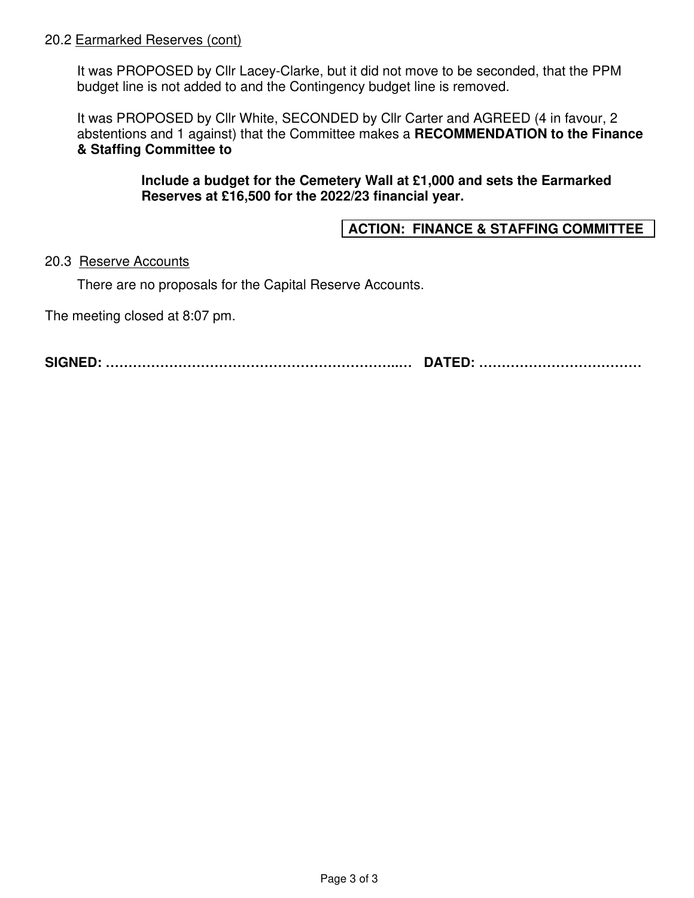20.2 Earmarked Reserves (cont)

It was PROPOSED by Cllr Lacey-Clarke, but it did not move to be seconded, that the PPM budget line is not added to and the Contingency budget line is removed.

It was PROPOSED by Cllr White, SECONDED by Cllr Carter and AGREED (4 in favour, 2 abstentions and 1 against) that the Committee makes a **RECOMMENDATION to the Finance & Staffing Committee to**

> **Include a budget for the Cemetery Wall at £1,000 and sets the Earmarked Reserves at £16,500 for the 2022/23 financial year.**

**ACTION: FINANCE & STAFFING COMMITTEE**

20.3 Reserve Accounts

There are no proposals for the Capital Reserve Accounts.

The meeting closed at 8:07 pm.

**SIGNED: …………………………………………………….… DATED: ………………………………**